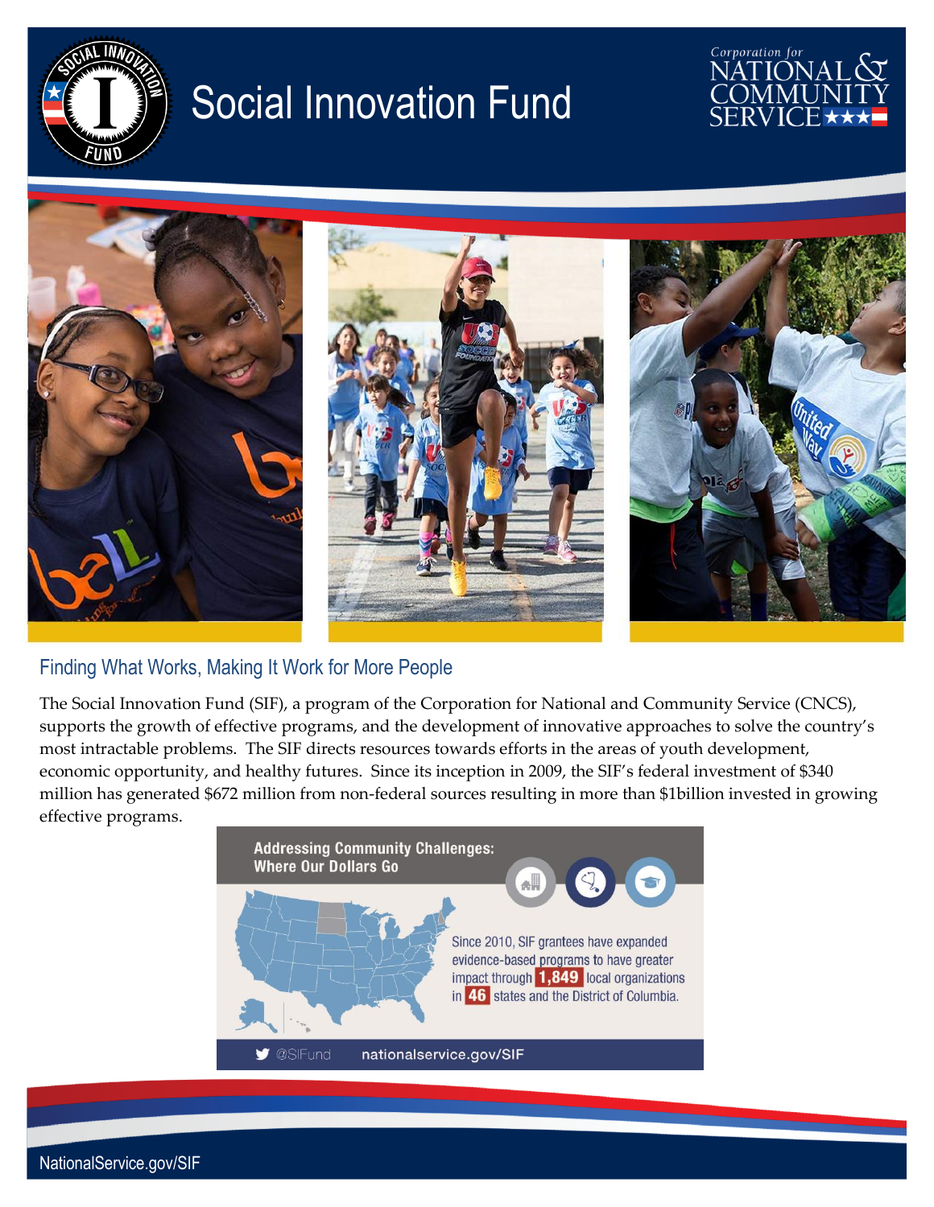# Social Innovation Fund

## Finding What Works, Making It Work for More People

The Social Innovation Fund (SIF), a program of the Corporation for National and Community Service (CNCS), supports the growth of effective programs, and the development of innovative approaches to solve the country's most intractable problems. The SIF directs resources towards efforts in the areas of youth development, economic opportunity, and healthy futures. Since its inception in 2009, the SIF's federal investment of $340 million has generated $672 million from non-federal sources resulting in more than $1billion invested in growing effective programs.

**Addressing Community Challenges: Where Our Dollars Go**

Since 2010, SIF grantees have expanded evidence-based programs to have greater impact through **1,849** local organizations in **46** states and the District of Columbia.

@SIFund nationalservice.gov/SIF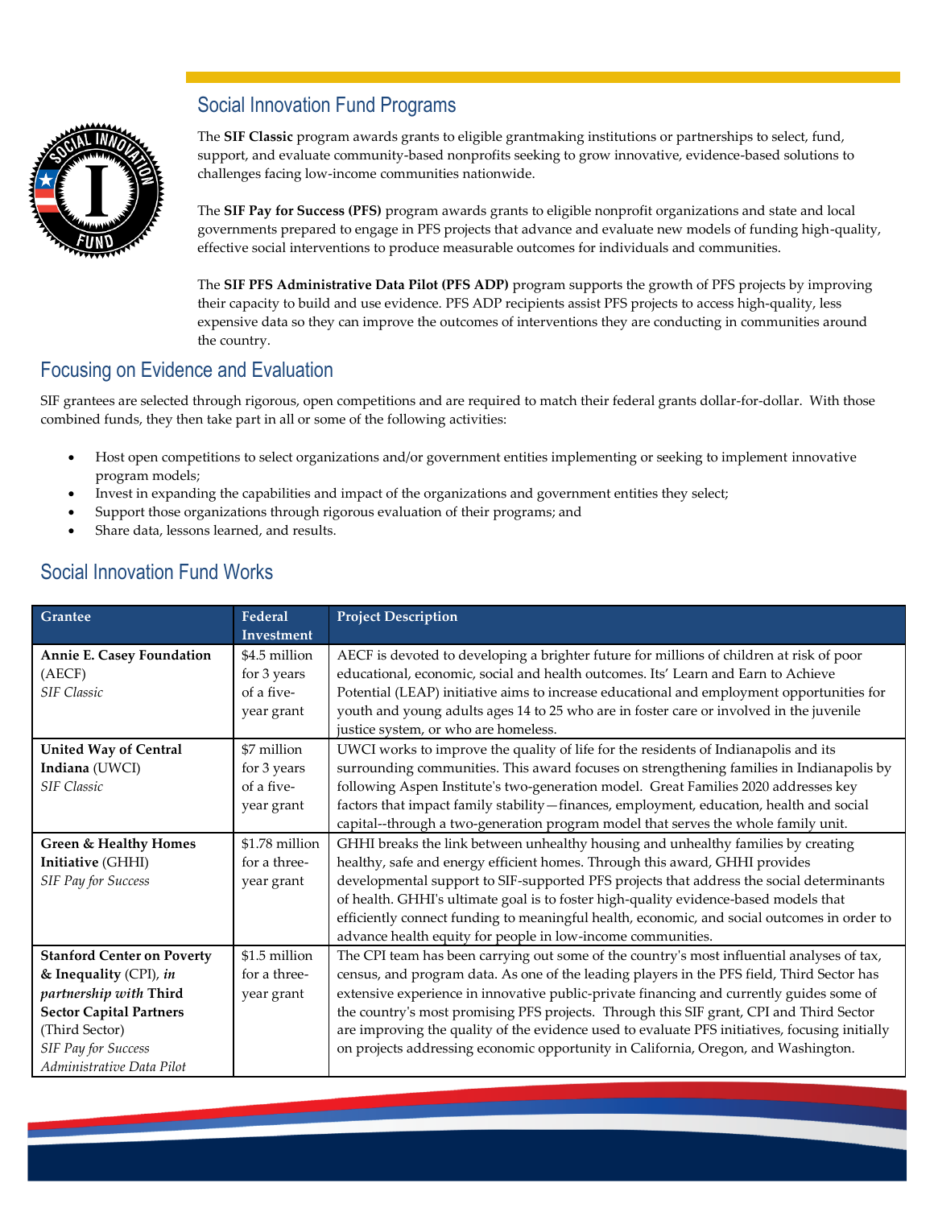## Social Innovation Fund Programs

The **SIF Classic** program awards grants to eligible grantmaking institutions or partnerships to select, fund, support, and evaluate community-based nonprofits seeking to grow innovative, evidence-based solutions to challenges facing low-income communities nationwide.

The **SIF Pay for Success (PFS)** program awards grants to eligible nonprofit organizations and state and local governments prepared to engage in PFS projects that advance and evaluate new models of funding high-quality, effective social interventions to produce measurable outcomes for individuals and communities.

The **SIF PFS Administrative Data Pilot (PFS ADP)** program supports the growth of PFS projects by improving their capacity to build and use evidence. PFS ADP recipients assist PFS projects to access high-quality, less expensive data so they can improve the outcomes of interventions they are conducting in communities around the country.

## Focusing on Evidence and Evaluation

SIF grantees are selected through rigorous, open competitions and are required to match their federal grants dollar-for-dollar. With those combined funds, they then take part in all or some of the following activities:

- Host open competitions to select organizations and/or government entities implementing or seeking to implement innovative program models;
- Invest in expanding the capabilities and impact of the organizations and government entities they select;
- Support those organizations through rigorous evaluation of their programs; and
- Share data, lessons learned, and results.

## Social Innovation Fund Works

| Grantee | Federal Investment | Project Description |
|---|---|---|
| **Annie E. Casey Foundation** (AECF) *SIF Classic* | $4.5 million for 3 years of a five-year grant | AECF is devoted to developing a brighter future for millions of children at risk of poor educational, economic, social and health outcomes. Its' Learn and Earn to Achieve Potential (LEAP) initiative aims to increase educational and employment opportunities for youth and young adults ages 14 to 25 who are in foster care or involved in the juvenile justice system, or who are homeless. |
| **United Way of Central Indiana** (UWCI) *SIF Classic* | $7 million for 3 years of a five-year grant | UWCI works to improve the quality of life for the residents of Indianapolis and its surrounding communities. This award focuses on strengthening families in Indianapolis by following Aspen Institute's two-generation model. Great Families 2020 addresses key factors that impact family stability—finances, employment, education, health and social capital--through a two-generation program model that serves the whole family unit. |
| **Green & Healthy Homes Initiative** (GHHI) *SIF Pay for Success* | $1.78 million for a three-year grant | GHHI breaks the link between unhealthy housing and unhealthy families by creating healthy, safe and energy efficient homes. Through this award, GHHI provides developmental support to SIF-supported PFS projects that address the social determinants of health. GHHI's ultimate goal is to foster high-quality evidence-based models that efficiently connect funding to meaningful health, economic, and social outcomes in order to advance health equity for people in low-income communities. |
| **Stanford Center on Poverty & Inequality** (CPI), ***in partnership with*** **Third Sector Capital Partners** (Third Sector) *SIF Pay for Success Administrative Data Pilot* | $1.5 million for a three-year grant | The CPI team has been carrying out some of the country's most influential analyses of tax, census, and program data. As one of the leading players in the PFS field, Third Sector has extensive experience in innovative public-private financing and currently guides some of the country's most promising PFS projects. Through this SIF grant, CPI and Third Sector are improving the quality of the evidence used to evaluate PFS initiatives, focusing initially on projects addressing economic opportunity in California, Oregon, and Washington. |